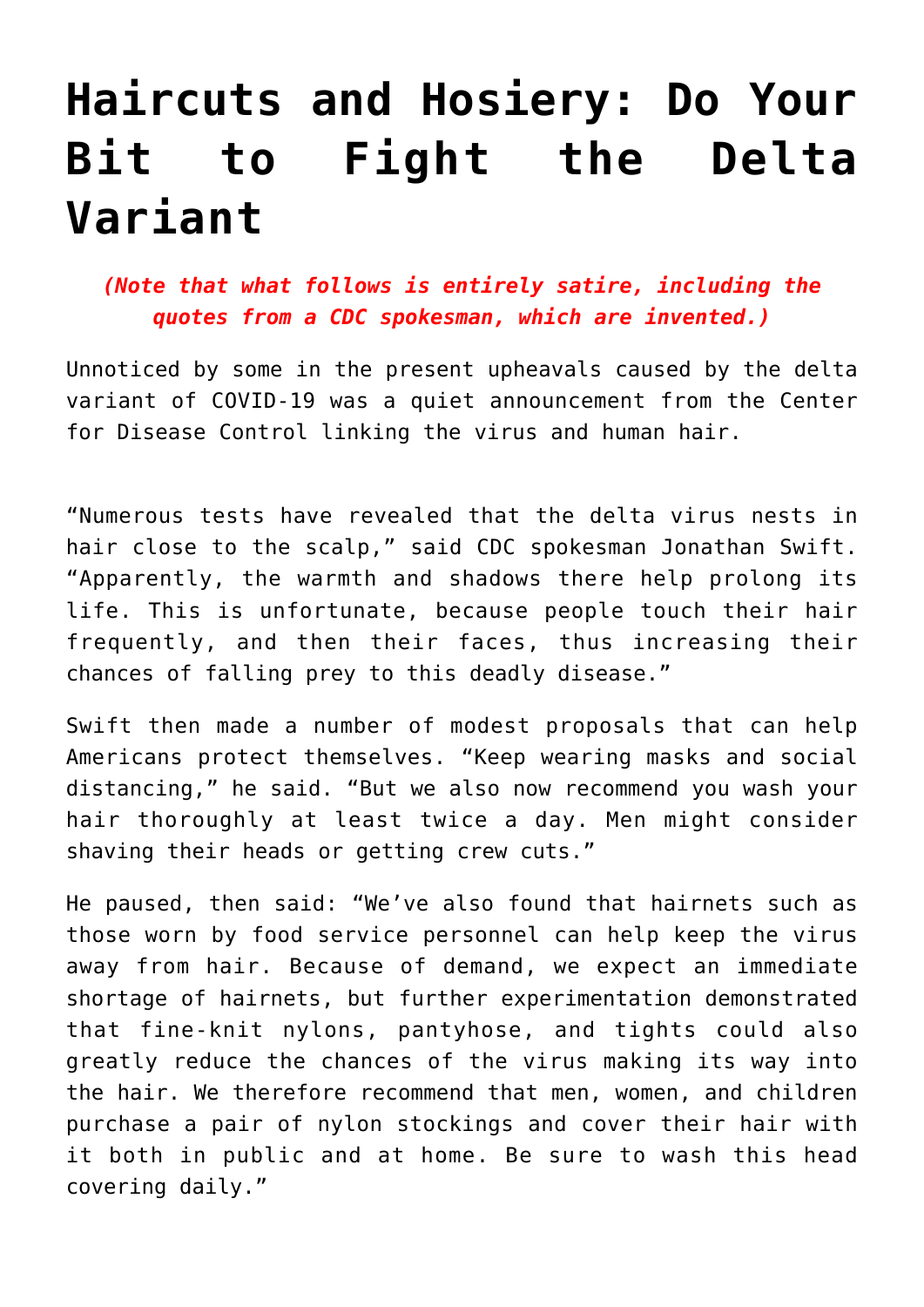# Haircuts and Hosiery: Do Your Bit to Fight the Delta Variant

***(Note that what follows is entirely satire, including the quotes from a CDC spokesman, which are invented.)***

Unnoticed by some in the present upheavals caused by the delta variant of COVID-19 was a quiet announcement from the Center for Disease Control linking the virus and human hair.

"Numerous tests have revealed that the delta virus nests in hair close to the scalp," said CDC spokesman Jonathan Swift. "Apparently, the warmth and shadows there help prolong its life. This is unfortunate, because people touch their hair frequently, and then their faces, thus increasing their chances of falling prey to this deadly disease."

Swift then made a number of modest proposals that can help Americans protect themselves. "Keep wearing masks and social distancing," he said. "But we also now recommend you wash your hair thoroughly at least twice a day. Men might consider shaving their heads or getting crew cuts."

He paused, then said: "We've also found that hairnets such as those worn by food service personnel can help keep the virus away from hair. Because of demand, we expect an immediate shortage of hairnets, but further experimentation demonstrated that fine-knit nylons, pantyhose, and tights could also greatly reduce the chances of the virus making its way into the hair. We therefore recommend that men, women, and children purchase a pair of nylon stockings and cover their hair with it both in public and at home. Be sure to wash this head covering daily."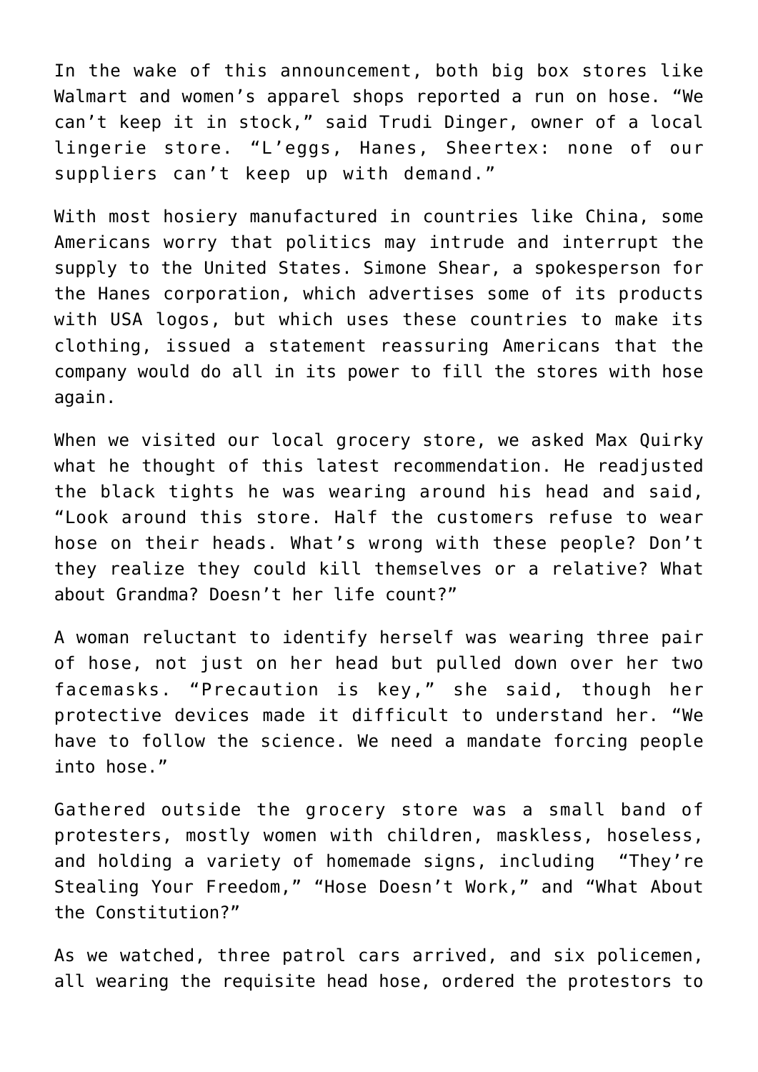In the wake of this announcement, both big box stores like Walmart and women's apparel shops reported a run on hose. "We can't keep it in stock," said Trudi Dinger, owner of a local lingerie store. "L'eggs, Hanes, Sheertex: none of our suppliers can't keep up with demand."

With most hosiery manufactured in countries like China, some Americans worry that politics may intrude and interrupt the supply to the United States. Simone Shear, a spokesperson for the Hanes corporation, which advertises some of its products with USA logos, but which uses these countries to make its clothing, issued a statement reassuring Americans that the company would do all in its power to fill the stores with hose again.

When we visited our local grocery store, we asked Max Quirky what he thought of this latest recommendation. He readjusted the black tights he was wearing around his head and said, "Look around this store. Half the customers refuse to wear hose on their heads. What's wrong with these people? Don't they realize they could kill themselves or a relative? What about Grandma? Doesn't her life count?"

A woman reluctant to identify herself was wearing three pair of hose, not just on her head but pulled down over her two facemasks. "Precaution is key," she said, though her protective devices made it difficult to understand her. "We have to follow the science. We need a mandate forcing people into hose."

Gathered outside the grocery store was a small band of protesters, mostly women with children, maskless, hoseless, and holding a variety of homemade signs, including "They're Stealing Your Freedom," "Hose Doesn't Work," and "What About the Constitution?"

As we watched, three patrol cars arrived, and six policemen, all wearing the requisite head hose, ordered the protestors to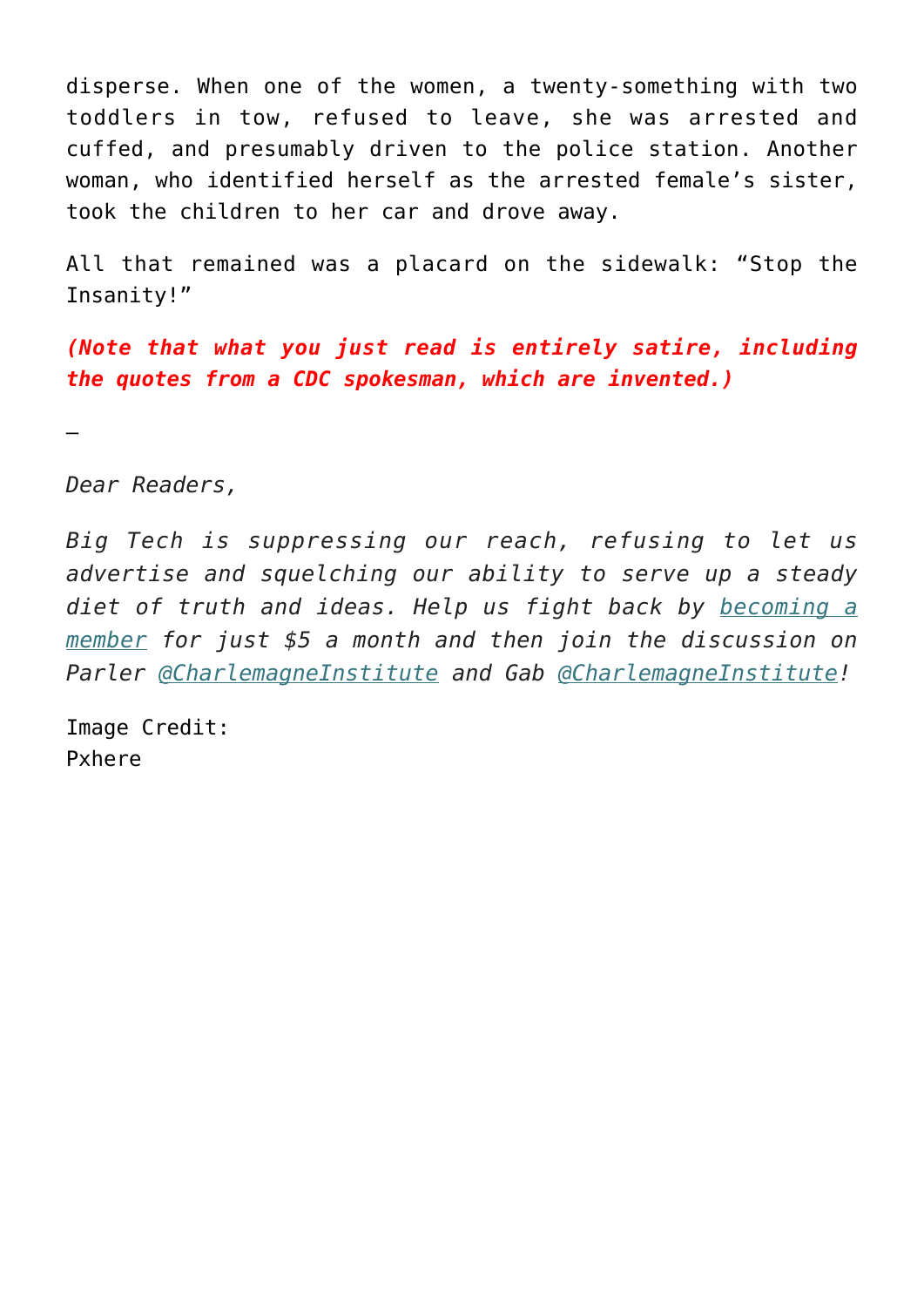disperse. When one of the women, a twenty-something with two toddlers in tow, refused to leave, she was arrested and cuffed, and presumably driven to the police station. Another woman, who identified herself as the arrested female's sister, took the children to her car and drove away.

All that remained was a placard on the sidewalk: "Stop the Insanity!"

***(Note that what you just read is entirely satire, including the quotes from a CDC spokesman, which are invented.)***

—

*Dear Readers,*

*Big Tech is suppressing our reach, refusing to let us advertise and squelching our ability to serve up a steady diet of truth and ideas. Help us fight back by becoming a member for just $5 a month and then join the discussion on Parler @CharlemagneInstitute and Gab @CharlemagneInstitute!*

Image Credit:
Pxhere